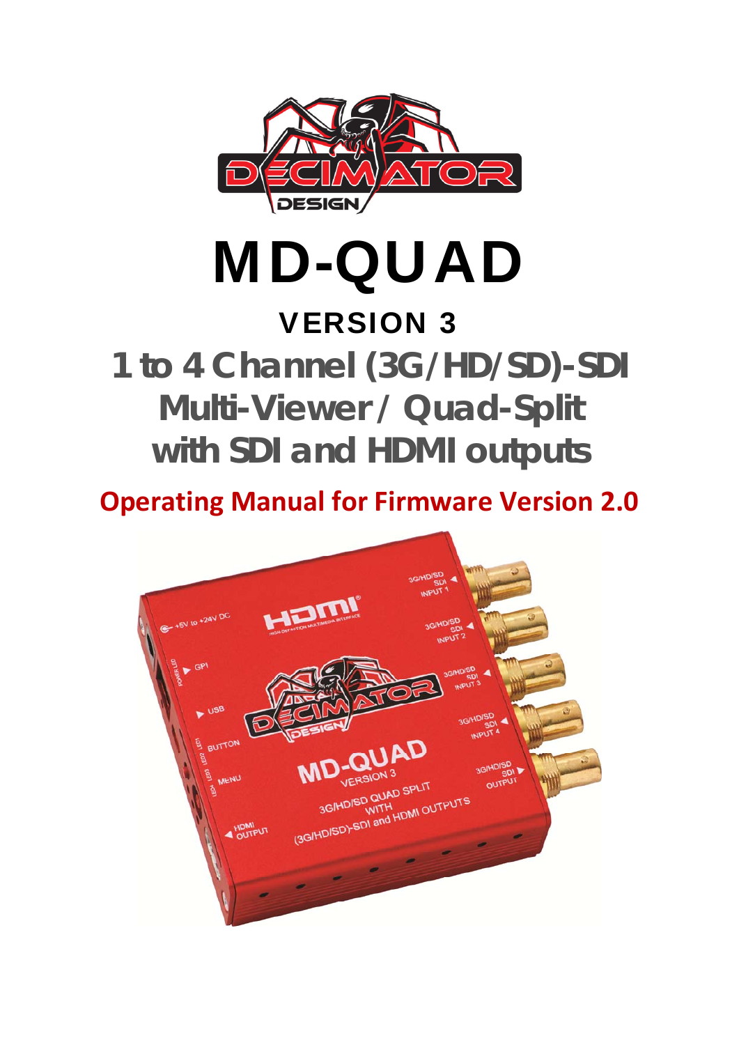# MD-QUAD

## VERSION 3

## 1 to 4 Channel (3G/HD/SD)-SDI Multi-Viewer / Quad-Split with SDI and HDMI outputs

**Operating Manual for Firmware Version 2.0**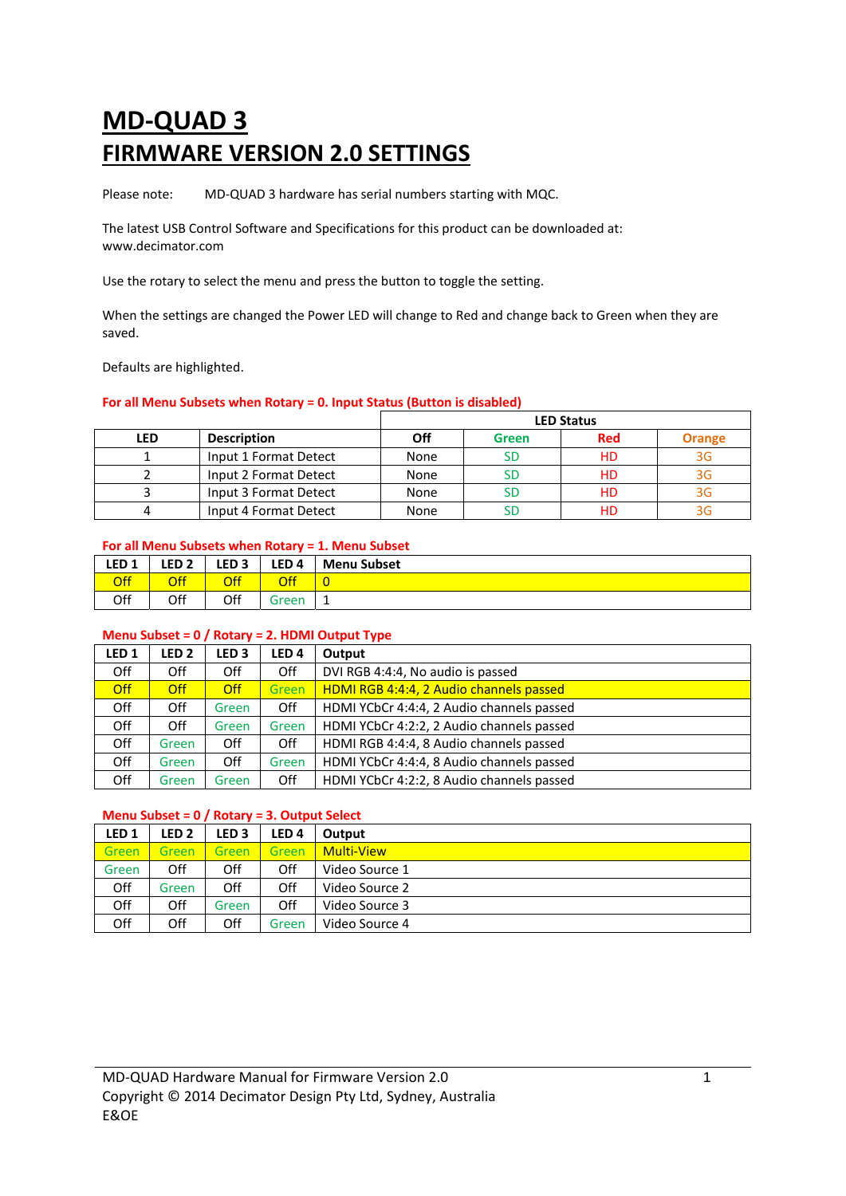# MD-QUAD 3
# FIRMWARE VERSION 2.0 SETTINGS

Please note: MD-QUAD 3 hardware has serial numbers starting with MQC.

The latest USB Control Software and Specifications for this product can be downloaded at: www.decimator.com

Use the rotary to select the menu and press the button to toggle the setting.

When the settings are changed the Power LED will change to Red and change back to Green when they are saved.

Defaults are highlighted.

**For all Menu Subsets when Rotary = 0. Input Status (Button is disabled)**

| LED | Description | LED Status | | | |
|---|---|---|---|---|---|
| | | **Off** | **Green** | **Red** | **Orange** |
| 1 | Input 1 Format Detect | None | SD | HD | 3G |
| 2 | Input 2 Format Detect | None | SD | HD | 3G |
| 3 | Input 3 Format Detect | None | SD | HD | 3G |
| 4 | Input 4 Format Detect | None | SD | HD | 3G |

**For all Menu Subsets when Rotary = 1. Menu Subset**

| LED 1 | LED 2 | LED 3 | LED 4 | Menu Subset |
|---|---|---|---|---|
| Off | Off | Off | Off | 0 |
| Off | Off | Off | Green | 1 |

**Menu Subset = 0 / Rotary = 2. HDMI Output Type**

| LED 1 | LED 2 | LED 3 | LED 4 | Output |
|---|---|---|---|---|
| Off | Off | Off | Off | DVI RGB 4:4:4, No audio is passed |
| Off | Off | Off | Green | HDMI RGB 4:4:4, 2 Audio channels passed |
| Off | Off | Green | Off | HDMI YCbCr 4:4:4, 2 Audio channels passed |
| Off | Off | Green | Green | HDMI YCbCr 4:2:2, 2 Audio channels passed |
| Off | Green | Off | Off | HDMI RGB 4:4:4, 8 Audio channels passed |
| Off | Green | Off | Green | HDMI YCbCr 4:4:4, 8 Audio channels passed |
| Off | Green | Green | Off | HDMI YCbCr 4:2:2, 8 Audio channels passed |

**Menu Subset = 0 / Rotary = 3. Output Select**

| LED 1 | LED 2 | LED 3 | LED 4 | Output |
|---|---|---|---|---|
| Green | Green | Green | Green | Multi-View |
| Green | Off | Off | Off | Video Source 1 |
| Off | Green | Off | Off | Video Source 2 |
| Off | Off | Green | Off | Video Source 3 |
| Off | Off | Off | Green | Video Source 4 |

MD-QUAD Hardware Manual for Firmware Version 2.0
Copyright © 2014 Decimator Design Pty Ltd, Sydney, Australia
E&OE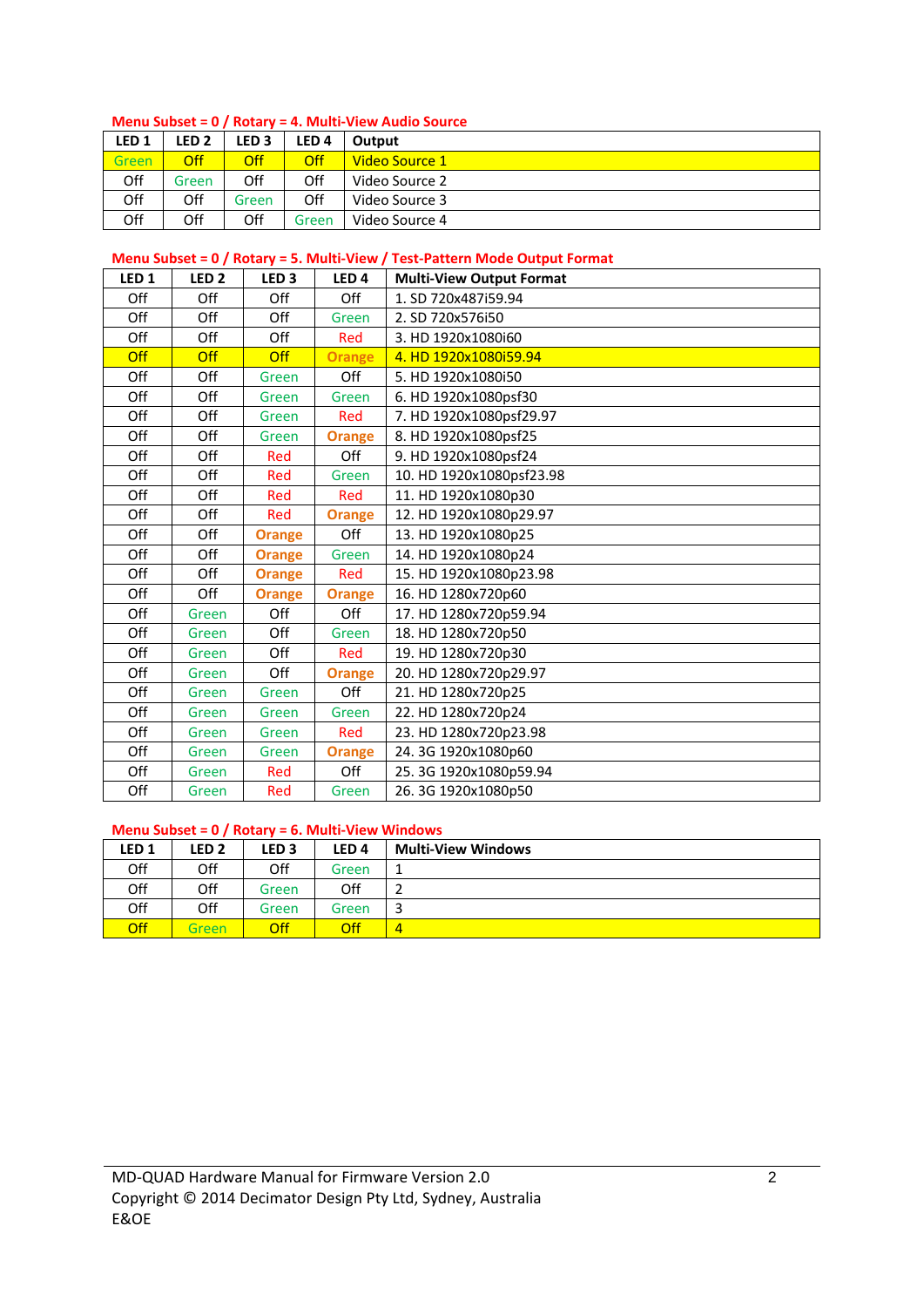**Menu Subset = 0 / Rotary = 4. Multi-View Audio Source**

| LED 1 | LED 2 | LED 3 | LED 4 | Output |
|---|---|---|---|---|
| Green | Off | Off | Off | Video Source 1 |
| Off | Green | Off | Off | Video Source 2 |
| Off | Off | Green | Off | Video Source 3 |
| Off | Off | Off | Green | Video Source 4 |

**Menu Subset = 0 / Rotary = 5. Multi-View / Test-Pattern Mode Output Format**

| LED 1 | LED 2 | LED 3 | LED 4 | Multi-View Output Format |
|---|---|---|---|---|
| Off | Off | Off | Off | 1. SD 720x487i59.94 |
| Off | Off | Off | Green | 2. SD 720x576i50 |
| Off | Off | Off | Red | 3. HD 1920x1080i60 |
| Off | Off | Off | Orange | 4. HD 1920x1080i59.94 |
| Off | Off | Green | Off | 5. HD 1920x1080i50 |
| Off | Off | Green | Green | 6. HD 1920x1080psf30 |
| Off | Off | Green | Red | 7. HD 1920x1080psf29.97 |
| Off | Off | Green | Orange | 8. HD 1920x1080psf25 |
| Off | Off | Red | Off | 9. HD 1920x1080psf24 |
| Off | Off | Red | Green | 10. HD 1920x1080psf23.98 |
| Off | Off | Red | Red | 11. HD 1920x1080p30 |
| Off | Off | Red | Orange | 12. HD 1920x1080p29.97 |
| Off | Off | Orange | Off | 13. HD 1920x1080p25 |
| Off | Off | Orange | Green | 14. HD 1920x1080p24 |
| Off | Off | Orange | Red | 15. HD 1920x1080p23.98 |
| Off | Off | Orange | Orange | 16. HD 1280x720p60 |
| Off | Green | Off | Off | 17. HD 1280x720p59.94 |
| Off | Green | Off | Green | 18. HD 1280x720p50 |
| Off | Green | Off | Red | 19. HD 1280x720p30 |
| Off | Green | Off | Orange | 20. HD 1280x720p29.97 |
| Off | Green | Green | Off | 21. HD 1280x720p25 |
| Off | Green | Green | Green | 22. HD 1280x720p24 |
| Off | Green | Green | Red | 23. HD 1280x720p23.98 |
| Off | Green | Green | Orange | 24. 3G 1920x1080p60 |
| Off | Green | Red | Off | 25. 3G 1920x1080p59.94 |
| Off | Green | Red | Green | 26. 3G 1920x1080p50 |

**Menu Subset = 0 / Rotary = 6. Multi-View Windows**

| LED 1 | LED 2 | LED 3 | LED 4 | Multi-View Windows |
|---|---|---|---|---|
| Off | Off | Off | Green | 1 |
| Off | Off | Green | Off | 2 |
| Off | Off | Green | Green | 3 |
| Off | Green | Off | Off | 4 |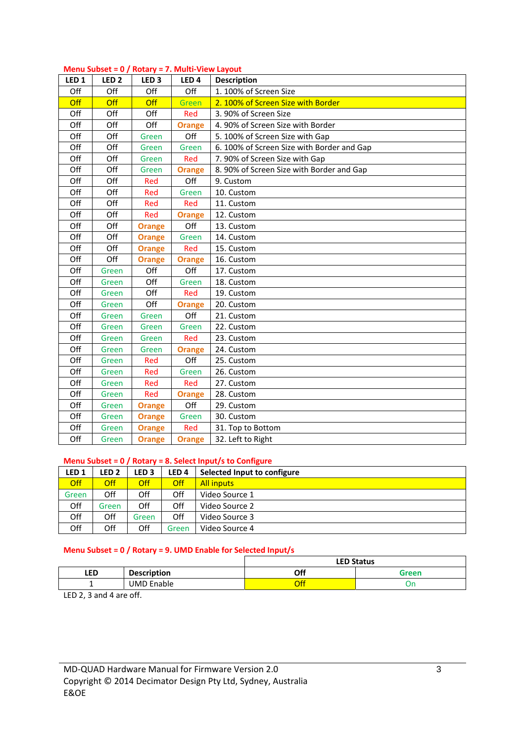**Menu Subset = 0 / Rotary = 7. Multi-View Layout**

| LED 1 | LED 2 | LED 3 | LED 4 | Description |
|---|---|---|---|---|
| Off | Off | Off | Off | 1. 100% of Screen Size |
| Off | Off | Off | Green | 2. 100% of Screen Size with Border |
| Off | Off | Off | Red | 3. 90% of Screen Size |
| Off | Off | Off | Orange | 4. 90% of Screen Size with Border |
| Off | Off | Green | Off | 5. 100% of Screen Size with Gap |
| Off | Off | Green | Green | 6. 100% of Screen Size with Border and Gap |
| Off | Off | Green | Red | 7. 90% of Screen Size with Gap |
| Off | Off | Green | Orange | 8. 90% of Screen Size with Border and Gap |
| Off | Off | Red | Off | 9. Custom |
| Off | Off | Red | Green | 10. Custom |
| Off | Off | Red | Red | 11. Custom |
| Off | Off | Red | Orange | 12. Custom |
| Off | Off | Orange | Off | 13. Custom |
| Off | Off | Orange | Green | 14. Custom |
| Off | Off | Orange | Red | 15. Custom |
| Off | Off | Orange | Orange | 16. Custom |
| Off | Green | Off | Off | 17. Custom |
| Off | Green | Off | Green | 18. Custom |
| Off | Green | Off | Red | 19. Custom |
| Off | Green | Off | Orange | 20. Custom |
| Off | Green | Green | Off | 21. Custom |
| Off | Green | Green | Green | 22. Custom |
| Off | Green | Green | Red | 23. Custom |
| Off | Green | Green | Orange | 24. Custom |
| Off | Green | Red | Off | 25. Custom |
| Off | Green | Red | Green | 26. Custom |
| Off | Green | Red | Red | 27. Custom |
| Off | Green | Red | Orange | 28. Custom |
| Off | Green | Orange | Off | 29. Custom |
| Off | Green | Orange | Green | 30. Custom |
| Off | Green | Orange | Red | 31. Top to Bottom |
| Off | Green | Orange | Orange | 32. Left to Right |

**Menu Subset = 0 / Rotary = 8. Select Input/s to Configure**

| LED 1 | LED 2 | LED 3 | LED 4 | Selected Input to configure |
|---|---|---|---|---|
| Off | Off | Off | Off | All inputs |
| Green | Off | Off | Off | Video Source 1 |
| Off | Green | Off | Off | Video Source 2 |
| Off | Off | Green | Off | Video Source 3 |
| Off | Off | Off | Green | Video Source 4 |

**Menu Subset = 0 / Rotary = 9. UMD Enable for Selected Input/s**

| | | LED Status | |
|---|---|---|---|
| LED | Description | Off | Green |
| 1 | UMD Enable | Off | On |

LED 2, 3 and 4 are off.

MD-QUAD Hardware Manual for Firmware Version 2.0
Copyright © 2014 Decimator Design Pty Ltd, Sydney, Australia
E&OE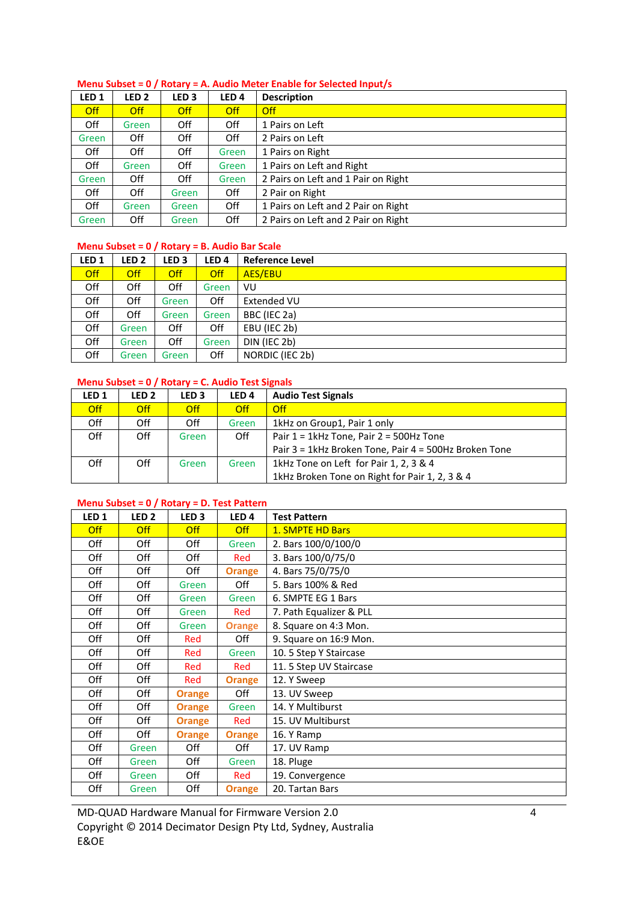### Menu Subset = 0 / Rotary = A. Audio Meter Enable for Selected Input/s

| LED 1 | LED 2 | LED 3 | LED 4 | Description |
|---|---|---|---|---|
| Off | Off | Off | Off | Off |
| Off | Green | Off | Off | 1 Pairs on Left |
| Green | Off | Off | Off | 2 Pairs on Left |
| Off | Off | Off | Green | 1 Pairs on Right |
| Off | Green | Off | Green | 1 Pairs on Left and Right |
| Green | Off | Off | Green | 2 Pairs on Left and 1 Pair on Right |
| Off | Off | Green | Off | 2 Pair on Right |
| Off | Green | Green | Off | 1 Pairs on Left and 2 Pair on Right |
| Green | Off | Green | Off | 2 Pairs on Left and 2 Pair on Right |

### Menu Subset = 0 / Rotary = B. Audio Bar Scale

| LED 1 | LED 2 | LED 3 | LED 4 | Reference Level |
|---|---|---|---|---|
| Off | Off | Off | Off | AES/EBU |
| Off | Off | Off | Green | VU |
| Off | Off | Green | Off | Extended VU |
| Off | Off | Green | Green | BBC (IEC 2a) |
| Off | Green | Off | Off | EBU (IEC 2b) |
| Off | Green | Off | Green | DIN (IEC 2b) |
| Off | Green | Green | Off | NORDIC (IEC 2b) |

### Menu Subset = 0 / Rotary = C. Audio Test Signals

| LED 1 | LED 2 | LED 3 | LED 4 | Audio Test Signals |
|---|---|---|---|---|
| Off | Off | Off | Off | Off |
| Off | Off | Off | Green | 1kHz on Group1, Pair 1 only |
| Off | Off | Green | Off | Pair 1 = 1kHz Tone, Pair 2 = 500Hz Tone<br>Pair 3 = 1kHz Broken Tone, Pair 4 = 500Hz Broken Tone |
| Off | Off | Green | Green | 1kHz Tone on Left for Pair 1, 2, 3 & 4<br>1kHz Broken Tone on Right for Pair 1, 2, 3 & 4 |

### Menu Subset = 0 / Rotary = D. Test Pattern

| LED 1 | LED 2 | LED 3 | LED 4 | Test Pattern |
|---|---|---|---|---|
| Off | Off | Off | Off | 1. SMPTE HD Bars |
| Off | Off | Off | Green | 2. Bars 100/0/100/0 |
| Off | Off | Off | Red | 3. Bars 100/0/75/0 |
| Off | Off | Off | Orange | 4. Bars 75/0/75/0 |
| Off | Off | Green | Off | 5. Bars 100% & Red |
| Off | Off | Green | Green | 6. SMPTE EG 1 Bars |
| Off | Off | Green | Red | 7. Path Equalizer & PLL |
| Off | Off | Green | Orange | 8. Square on 4:3 Mon. |
| Off | Off | Red | Off | 9. Square on 16:9 Mon. |
| Off | Off | Red | Green | 10. 5 Step Y Staircase |
| Off | Off | Red | Red | 11. 5 Step UV Staircase |
| Off | Off | Red | Orange | 12. Y Sweep |
| Off | Off | Orange | Off | 13. UV Sweep |
| Off | Off | Orange | Green | 14. Y Multiburst |
| Off | Off | Orange | Red | 15. UV Multiburst |
| Off | Off | Orange | Orange | 16. Y Ramp |
| Off | Green | Off | Off | 17. UV Ramp |
| Off | Green | Off | Green | 18. Pluge |
| Off | Green | Off | Red | 19. Convergence |
| Off | Green | Off | Orange | 20. Tartan Bars |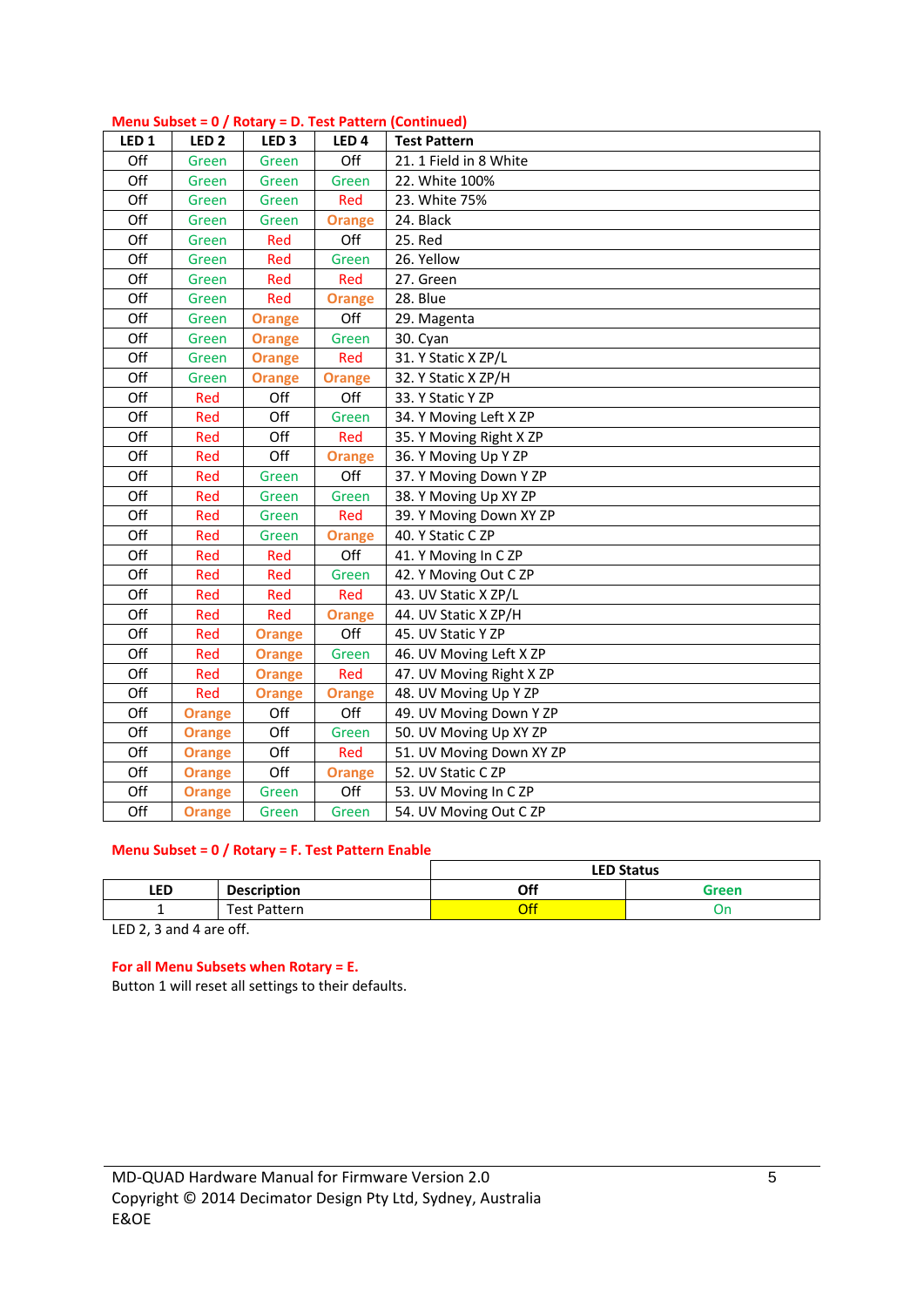**Menu Subset = 0 / Rotary = D. Test Pattern (Continued)**

| LED 1 | LED 2 | LED 3 | LED 4 | Test Pattern |
|---|---|---|---|---|
| Off | Green | Green | Off | 21. 1 Field in 8 White |
| Off | Green | Green | Green | 22. White 100% |
| Off | Green | Green | Red | 23. White 75% |
| Off | Green | Green | Orange | 24. Black |
| Off | Green | Red | Off | 25. Red |
| Off | Green | Red | Green | 26. Yellow |
| Off | Green | Red | Red | 27. Green |
| Off | Green | Red | Orange | 28. Blue |
| Off | Green | Orange | Off | 29. Magenta |
| Off | Green | Orange | Green | 30. Cyan |
| Off | Green | Orange | Red | 31. Y Static X ZP/L |
| Off | Green | Orange | Orange | 32. Y Static X ZP/H |
| Off | Red | Off | Off | 33. Y Static Y ZP |
| Off | Red | Off | Green | 34. Y Moving Left X ZP |
| Off | Red | Off | Red | 35. Y Moving Right X ZP |
| Off | Red | Off | Orange | 36. Y Moving Up Y ZP |
| Off | Red | Green | Off | 37. Y Moving Down Y ZP |
| Off | Red | Green | Green | 38. Y Moving Up XY ZP |
| Off | Red | Green | Red | 39. Y Moving Down XY ZP |
| Off | Red | Green | Orange | 40. Y Static C ZP |
| Off | Red | Red | Off | 41. Y Moving In C ZP |
| Off | Red | Red | Green | 42. Y Moving Out C ZP |
| Off | Red | Red | Red | 43. UV Static X ZP/L |
| Off | Red | Red | Orange | 44. UV Static X ZP/H |
| Off | Red | Orange | Off | 45. UV Static Y ZP |
| Off | Red | Orange | Green | 46. UV Moving Left X ZP |
| Off | Red | Orange | Red | 47. UV Moving Right X ZP |
| Off | Red | Orange | Orange | 48. UV Moving Up Y ZP |
| Off | Orange | Off | Off | 49. UV Moving Down Y ZP |
| Off | Orange | Off | Green | 50. UV Moving Up XY ZP |
| Off | Orange | Off | Red | 51. UV Moving Down XY ZP |
| Off | Orange | Off | Orange | 52. UV Static C ZP |
| Off | Orange | Green | Off | 53. UV Moving In C ZP |
| Off | Orange | Green | Green | 54. UV Moving Out C ZP |

**Menu Subset = 0 / Rotary = F. Test Pattern Enable**

| | | LED Status | |
|---|---|---|---|
| **LED** | **Description** | **Off** | **Green** |
| 1 | Test Pattern | Off | On |

LED 2, 3 and 4 are off.

**For all Menu Subsets when Rotary = E.**

Button 1 will reset all settings to their defaults.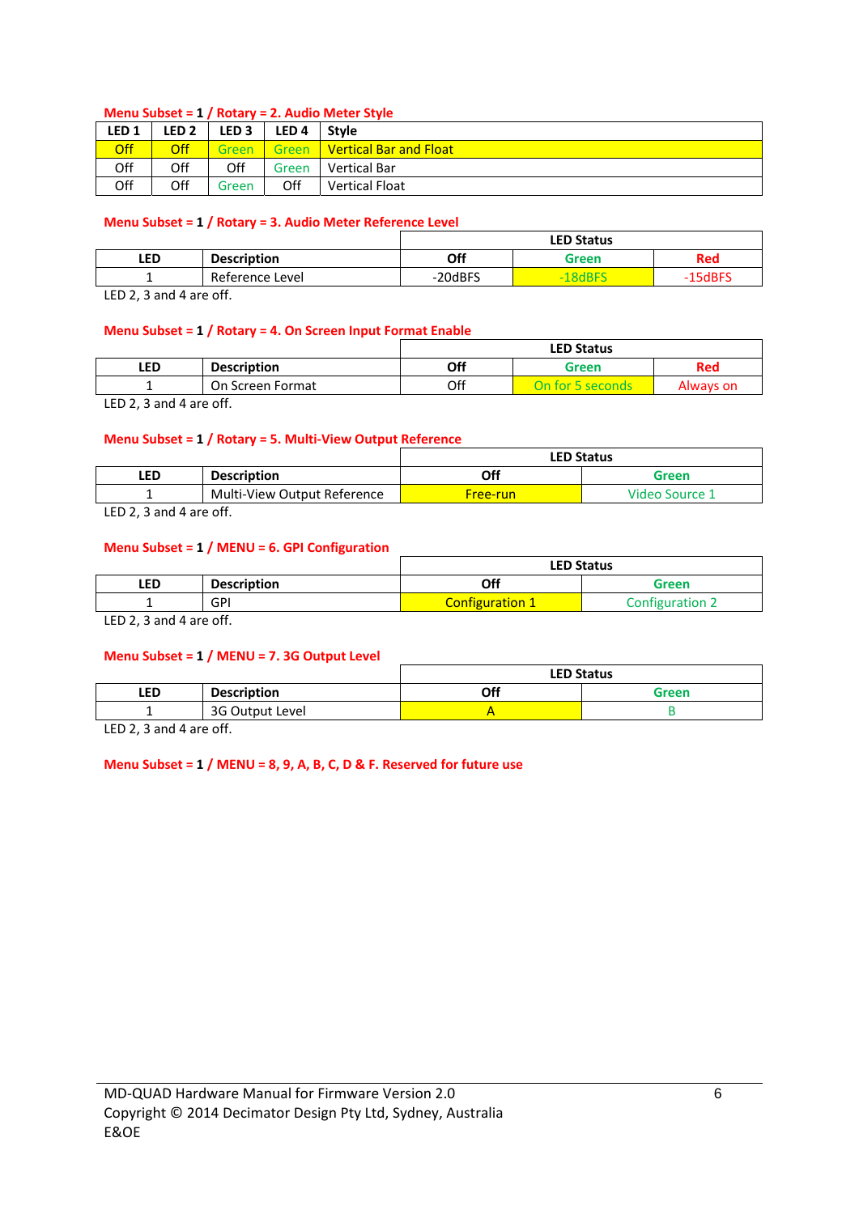**Menu Subset = 1 / Rotary = 2. Audio Meter Style**

| LED 1 | LED 2 | LED 3 | LED 4 | Style |
|---|---|---|---|---|
| Off | Off | Green | Green | Vertical Bar and Float |
| Off | Off | Off | Green | Vertical Bar |
| Off | Off | Green | Off | Vertical Float |

**Menu Subset = 1 / Rotary = 3. Audio Meter Reference Level**

| | | LED Status | | |
|---|---|---|---|---|
| **LED** | **Description** | **Off** | **Green** | **Red** |
| 1 | Reference Level | -20dBFS | -18dBFS | -15dBFS |

LED 2, 3 and 4 are off.

**Menu Subset = 1 / Rotary = 4. On Screen Input Format Enable**

| | | LED Status | | |
|---|---|---|---|---|
| **LED** | **Description** | **Off** | **Green** | **Red** |
| 1 | On Screen Format | Off | On for 5 seconds | Always on |

LED 2, 3 and 4 are off.

**Menu Subset = 1 / Rotary = 5. Multi-View Output Reference**

| | | LED Status | |
|---|---|---|---|
| **LED** | **Description** | **Off** | **Green** |
| 1 | Multi-View Output Reference | Free-run | Video Source 1 |

LED 2, 3 and 4 are off.

**Menu Subset = 1 / MENU = 6. GPI Configuration**

| | | LED Status | |
|---|---|---|---|
| **LED** | **Description** | **Off** | **Green** |
| 1 | GPI | Configuration 1 | Configuration 2 |

LED 2, 3 and 4 are off.

**Menu Subset = 1 / MENU = 7. 3G Output Level**

| | | LED Status | |
|---|---|---|---|
| **LED** | **Description** | **Off** | **Green** |
| 1 | 3G Output Level | A | B |

LED 2, 3 and 4 are off.

**Menu Subset = 1 / MENU = 8, 9, A, B, C, D & F. Reserved for future use**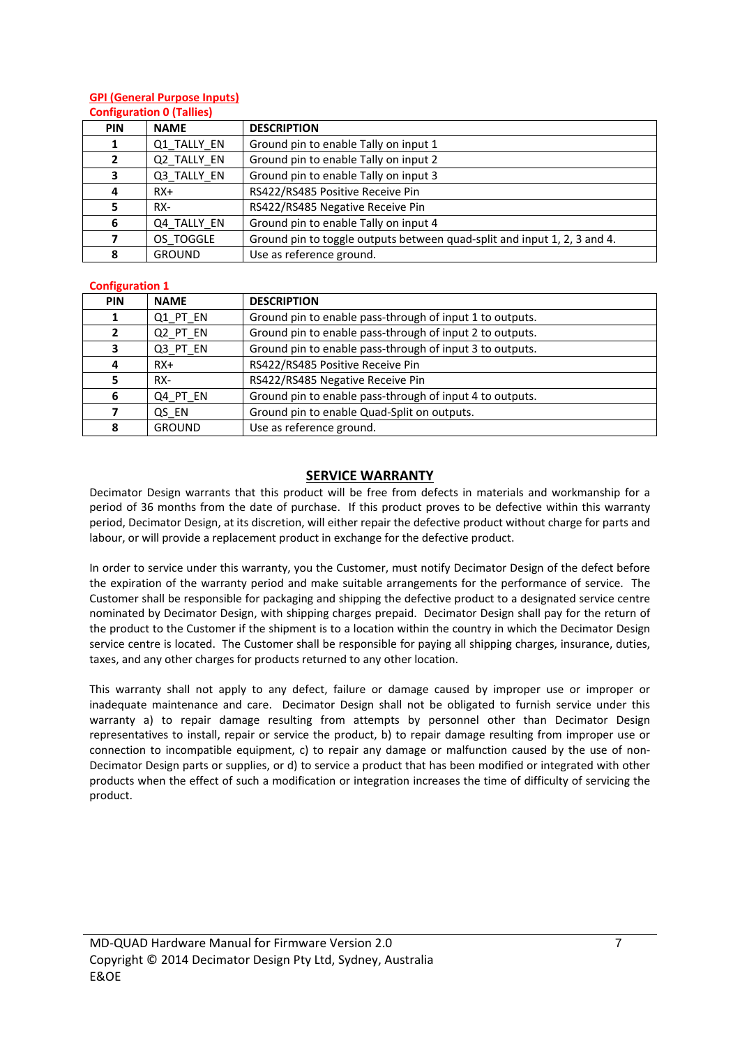## GPI (General Purpose Inputs)

### Configuration 0 (Tallies)

| PIN | NAME | DESCRIPTION |
|---|---|---|
| 1 | Q1_TALLY_EN | Ground pin to enable Tally on input 1 |
| 2 | Q2_TALLY_EN | Ground pin to enable Tally on input 2 |
| 3 | Q3_TALLY_EN | Ground pin to enable Tally on input 3 |
| 4 | RX+ | RS422/RS485 Positive Receive Pin |
| 5 | RX- | RS422/RS485 Negative Receive Pin |
| 6 | Q4_TALLY_EN | Ground pin to enable Tally on input 4 |
| 7 | OS_TOGGLE | Ground pin to toggle outputs between quad-split and input 1, 2, 3 and 4. |
| 8 | GROUND | Use as reference ground. |

### Configuration 1

| PIN | NAME | DESCRIPTION |
|---|---|---|
| 1 | Q1_PT_EN | Ground pin to enable pass-through of input 1 to outputs. |
| 2 | Q2_PT_EN | Ground pin to enable pass-through of input 2 to outputs. |
| 3 | Q3_PT_EN | Ground pin to enable pass-through of input 3 to outputs. |
| 4 | RX+ | RS422/RS485 Positive Receive Pin |
| 5 | RX- | RS422/RS485 Negative Receive Pin |
| 6 | Q4_PT_EN | Ground pin to enable pass-through of input 4 to outputs. |
| 7 | QS_EN | Ground pin to enable Quad-Split on outputs. |
| 8 | GROUND | Use as reference ground. |

## SERVICE WARRANTY

Decimator Design warrants that this product will be free from defects in materials and workmanship for a period of 36 months from the date of purchase. If this product proves to be defective within this warranty period, Decimator Design, at its discretion, will either repair the defective product without charge for parts and labour, or will provide a replacement product in exchange for the defective product.

In order to service under this warranty, you the Customer, must notify Decimator Design of the defect before the expiration of the warranty period and make suitable arrangements for the performance of service. The Customer shall be responsible for packaging and shipping the defective product to a designated service centre nominated by Decimator Design, with shipping charges prepaid. Decimator Design shall pay for the return of the product to the Customer if the shipment is to a location within the country in which the Decimator Design service centre is located. The Customer shall be responsible for paying all shipping charges, insurance, duties, taxes, and any other charges for products returned to any other location.

This warranty shall not apply to any defect, failure or damage caused by improper use or improper or inadequate maintenance and care. Decimator Design shall not be obligated to furnish service under this warranty a) to repair damage resulting from attempts by personnel other than Decimator Design representatives to install, repair or service the product, b) to repair damage resulting from improper use or connection to incompatible equipment, c) to repair any damage or malfunction caused by the use of non-Decimator Design parts or supplies, or d) to service a product that has been modified or integrated with other products when the effect of such a modification or integration increases the time of difficulty of servicing the product.

MD-QUAD Hardware Manual for Firmware Version 2.0
Copyright © 2014 Decimator Design Pty Ltd, Sydney, Australia
E&OE